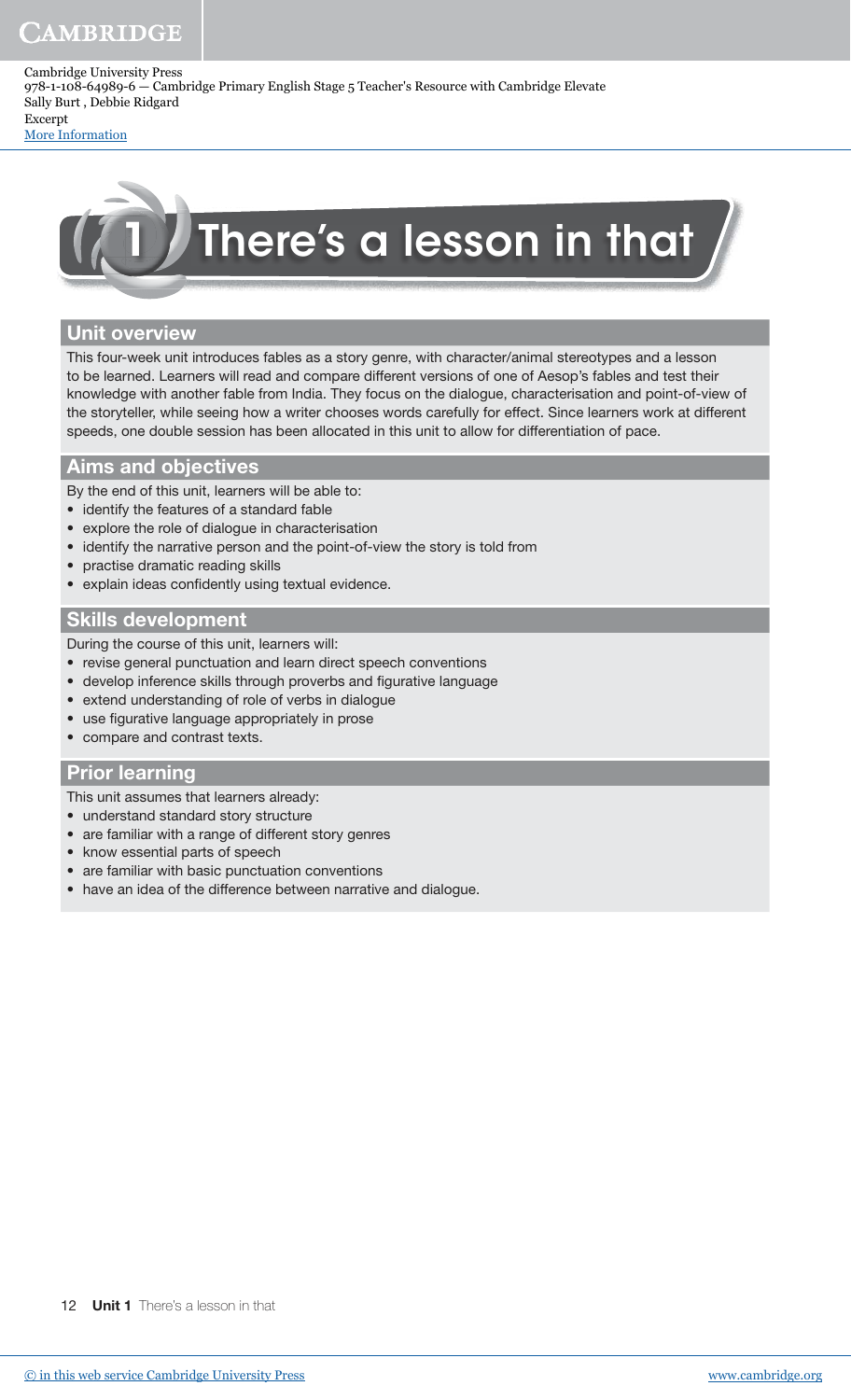# 1 There's a lesson in that

## Unit overview

This four-week unit introduces fables as a story genre, with character/animal stereotypes and a lesson to be learned. Learners will read and compare different versions of one of Aesop's fables and test their knowledge with another fable from India. They focus on the dialogue, characterisation and point-of-view of the storyteller, while seeing how a writer chooses words carefully for effect. Since learners work at different speeds, one double session has been allocated in this unit to allow for differentiation of pace.

## Aims and objectives

By the end of this unit, learners will be able to:

- identify the features of a standard fable
- explore the role of dialogue in characterisation
- identify the narrative person and the point-of-view the story is told from
- practise dramatic reading skills
- explain ideas confidently using textual evidence.

## Skills development

During the course of this unit, learners will:

- revise general punctuation and learn direct speech conventions
- develop inference skills through proverbs and figurative language
- extend understanding of role of verbs in dialogue
- use figurative language appropriately in prose
- compare and contrast texts.

## Prior learning

This unit assumes that learners already:

- understand standard story structure
- are familiar with a range of different story genres
- know essential parts of speech
- are familiar with basic punctuation conventions
- have an idea of the difference between narrative and dialogue.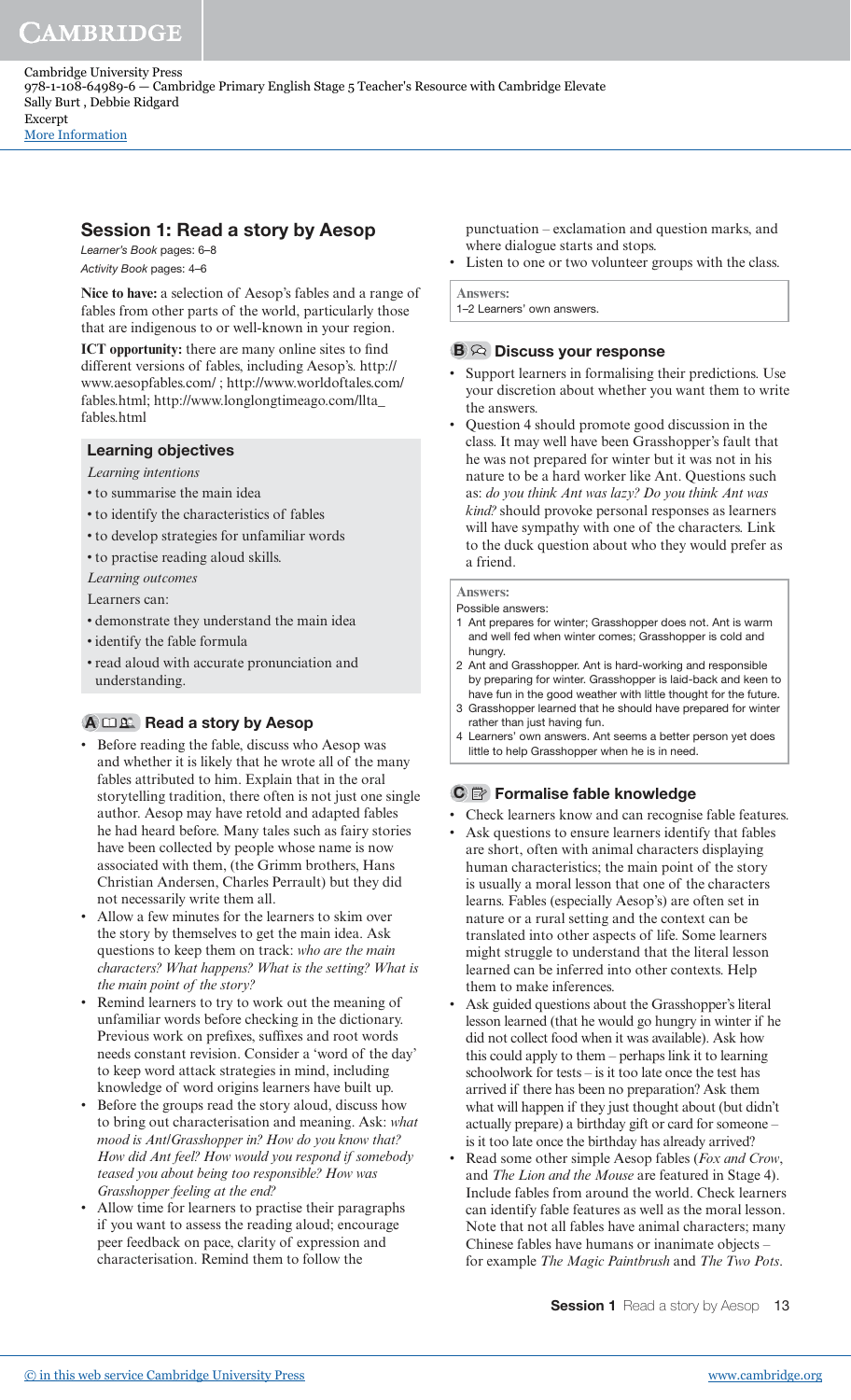## Session 1: Read a story by Aesop

*Learner's Book* pages: 6–8

*Activity Book* pages: 4–6

**Nice to have:** a selection of Aesop's fables and a range of fables from other parts of the world, particularly those that are indigenous to or well-known in your region.

**ICT opportunity:** there are many online sites to find different versions of fables, including Aesop's. http://www.aesopfables.com/ ; http://www.worldoftales.com/fables.html; http://www.longlongtimeago.com/llta_fables.html

### Learning objectives

*Learning intentions*

- to summarise the main idea
- to identify the characteristics of fables
- to develop strategies for unfamiliar words
- to practise reading aloud skills.

*Learning outcomes*

Learners can:

- demonstrate they understand the main idea
- identify the fable formula
- read aloud with accurate pronunciation and understanding.

### A Read a story by Aesop

- Before reading the fable, discuss who Aesop was and whether it is likely that he wrote all of the many fables attributed to him. Explain that in the oral storytelling tradition, there often is not just one single author. Aesop may have retold and adapted fables he had heard before. Many tales such as fairy stories have been collected by people whose name is now associated with them, (the Grimm brothers, Hans Christian Andersen, Charles Perrault) but they did not necessarily write them all.
- Allow a few minutes for the learners to skim over the story by themselves to get the main idea. Ask questions to keep them on track: *who are the main characters? What happens? What is the setting? What is the main point of the story?*
- Remind learners to try to work out the meaning of unfamiliar words before checking in the dictionary. Previous work on prefixes, suffixes and root words needs constant revision. Consider a 'word of the day' to keep word attack strategies in mind, including knowledge of word origins learners have built up.
- Before the groups read the story aloud, discuss how to bring out characterisation and meaning. Ask: *what mood is Ant/Grasshopper in? How do you know that? How did Ant feel? How would you respond if somebody teased you about being too responsible? How was Grasshopper feeling at the end?*
- Allow time for learners to practise their paragraphs if you want to assess the reading aloud; encourage peer feedback on pace, clarity of expression and characterisation. Remind them to follow the punctuation – exclamation and question marks, and where dialogue starts and stops.
- Listen to one or two volunteer groups with the class.

**Answers:**
1–2 Learners' own answers.

### B Discuss your response

- Support learners in formalising their predictions. Use your discretion about whether you want them to write the answers.
- Question 4 should promote good discussion in the class. It may well have been Grasshopper's fault that he was not prepared for winter but it was not in his nature to be a hard worker like Ant. Questions such as: *do you think Ant was lazy? Do you think Ant was kind?* should provoke personal responses as learners will have sympathy with one of the characters. Link to the duck question about who they would prefer as a friend.

**Answers:**
Possible answers:
1. Ant prepares for winter; Grasshopper does not. Ant is warm and well fed when winter comes; Grasshopper is cold and hungry.
2. Ant and Grasshopper. Ant is hard-working and responsible by preparing for winter. Grasshopper is laid-back and keen to have fun in the good weather with little thought for the future.
3. Grasshopper learned that he should have prepared for winter rather than just having fun.
4. Learners' own answers. Ant seems a better person yet does little to help Grasshopper when he is in need.

### C Formalise fable knowledge

- Check learners know and can recognise fable features.
- Ask questions to ensure learners identify that fables are short, often with animal characters displaying human characteristics; the main point of the story is usually a moral lesson that one of the characters learns. Fables (especially Aesop's) are often set in nature or a rural setting and the context can be translated into other aspects of life. Some learners might struggle to understand that the literal lesson learned can be inferred into other contexts. Help them to make inferences.
- Ask guided questions about the Grasshopper's literal lesson learned (that he would go hungry in winter if he did not collect food when it was available). Ask how this could apply to them – perhaps link it to learning schoolwork for tests – is it too late once the test has arrived if there has been no preparation? Ask them what will happen if they just thought about (but didn't actually prepare) a birthday gift or card for someone – is it too late once the birthday has already arrived?
- Read some other simple Aesop fables (*Fox and Crow*, and *The Lion and the Mouse* are featured in Stage 4). Include fables from around the world. Check learners can identify fable features as well as the moral lesson. Note that not all fables have animal characters; many Chinese fables have humans or inanimate objects – for example *The Magic Paintbrush* and *The Two Pots*.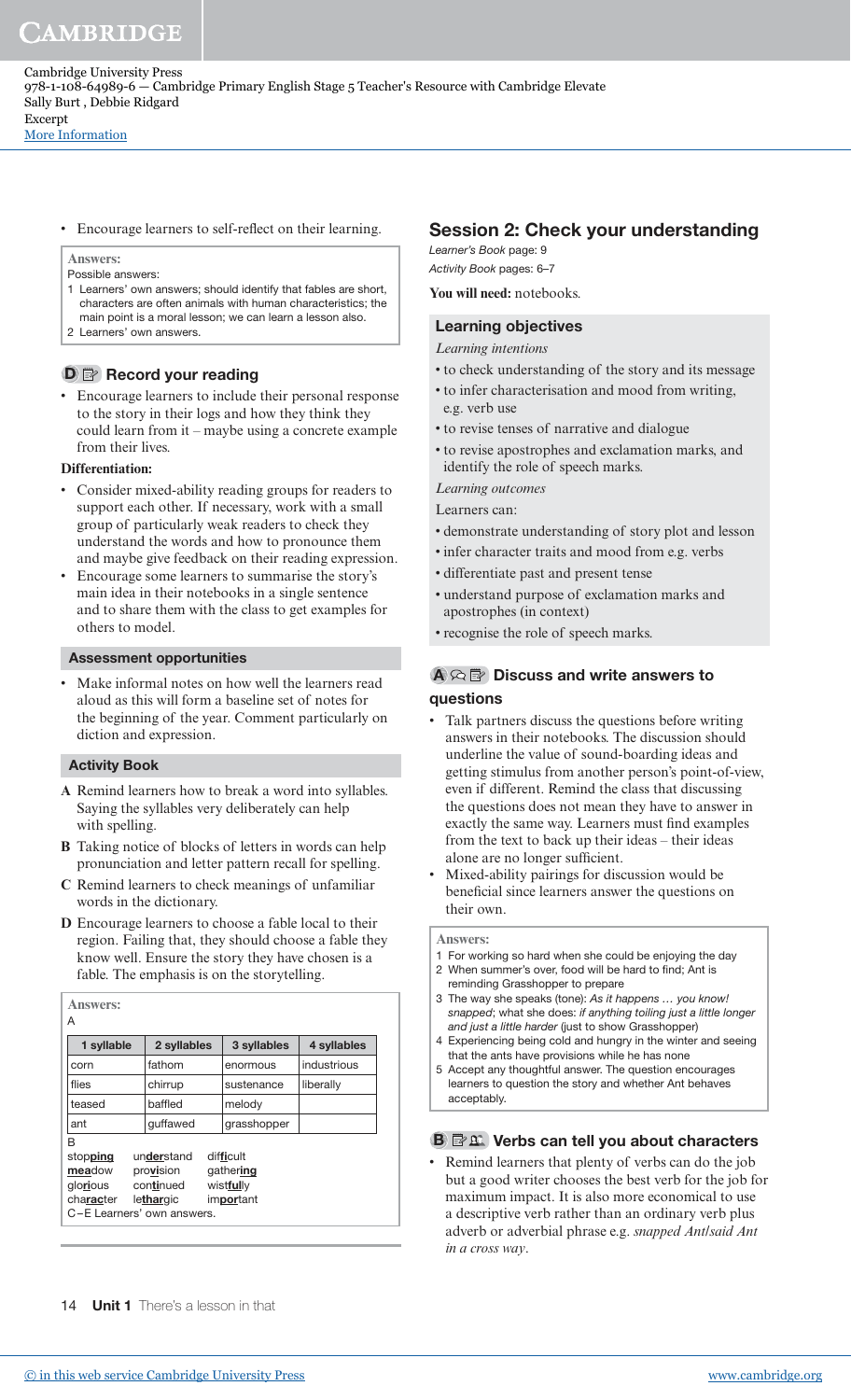- Encourage learners to self-reflect on their learning.

> **Answers:**
> Possible answers:
> 1 Learners' own answers; should identify that fables are short, characters are often animals with human characteristics; the main point is a moral lesson; we can learn a lesson also.
> 2 Learners' own answers.

### D Record your reading

- Encourage learners to include their personal response to the story in their logs and how they think they could learn from it – maybe using a concrete example from their lives.

**Differentiation:**

- Consider mixed-ability reading groups for readers to support each other. If necessary, work with a small group of particularly weak readers to check they understand the words and how to pronounce them and maybe give feedback on their reading expression.
- Encourage some learners to summarise the story's main idea in their notebooks in a single sentence and to share them with the class to get examples for others to model.

#### Assessment opportunities

- Make informal notes on how well the learners read aloud as this will form a baseline set of notes for the beginning of the year. Comment particularly on diction and expression.

#### Activity Book

**A** Remind learners how to break a word into syllables. Saying the syllables very deliberately can help with spelling.

**B** Taking notice of blocks of letters in words can help pronunciation and letter pattern recall for spelling.

**C** Remind learners to check meanings of unfamiliar words in the dictionary.

**D** Encourage learners to choose a fable local to their region. Failing that, they should choose a fable they know well. Ensure the story they have chosen is a fable. The emphasis is on the storytelling.

**Answers:**

A

| 1 syllable | 2 syllables | 3 syllables | 4 syllables |
|---|---|---|---|
| corn | fathom | enormous | industrious |
| flies | chirrup | sustenance | liberally |
| teased | baffled | melody | |
| ant | guffawed | grasshopper | |

B

| | | |
|---|---|---|
| stop**ping** | un**der**stand | dif**fi**cult |
| **mea**dow | pro**vi**sion | gather**ing** |
| glo**ri**ous | con**ti**nued | wist**ful**ly |
| cha**rac**ter | le**thar**gic | im**por**tant |

C–E Learners' own answers.

## Session 2: Check your understanding

*Learner's Book* page: 9
*Activity Book* pages: 6–7

**You will need:** notebooks.

#### Learning objectives

*Learning intentions*

- to check understanding of the story and its message
- to infer characterisation and mood from writing, e.g. verb use
- to revise tenses of narrative and dialogue
- to revise apostrophes and exclamation marks, and identify the role of speech marks.

*Learning outcomes*

Learners can:

- demonstrate understanding of story plot and lesson
- infer character traits and mood from e.g. verbs
- differentiate past and present tense
- understand purpose of exclamation marks and apostrophes (in context)
- recognise the role of speech marks.

### A Discuss and write answers to questions

- Talk partners discuss the questions before writing answers in their notebooks. The discussion should underline the value of sound-boarding ideas and getting stimulus from another person's point-of-view, even if different. Remind the class that discussing the questions does not mean they have to answer in exactly the same way. Learners must find examples from the text to back up their ideas – their ideas alone are no longer sufficient.
- Mixed-ability pairings for discussion would be beneficial since learners answer the questions on their own.

> **Answers:**
> 1 For working so hard when she could be enjoying the day
> 2 When summer's over, food will be hard to find; Ant is reminding Grasshopper to prepare
> 3 The way she speaks (tone): *As it happens … you know! snapped*; what she does: *if anything toiling just a little longer and just a little harder* (just to show Grasshopper)
> 4 Experiencing being cold and hungry in the winter and seeing that the ants have provisions while he has none
> 5 Accept any thoughtful answer. The question encourages learners to question the story and whether Ant behaves acceptably.

### B Verbs can tell you about characters

- Remind learners that plenty of verbs can do the job but a good writer chooses the best verb for the job for maximum impact. It is also more economical to use a descriptive verb rather than an ordinary verb plus adverb or adverbial phrase e.g. *snapped Ant/said Ant in a cross way*.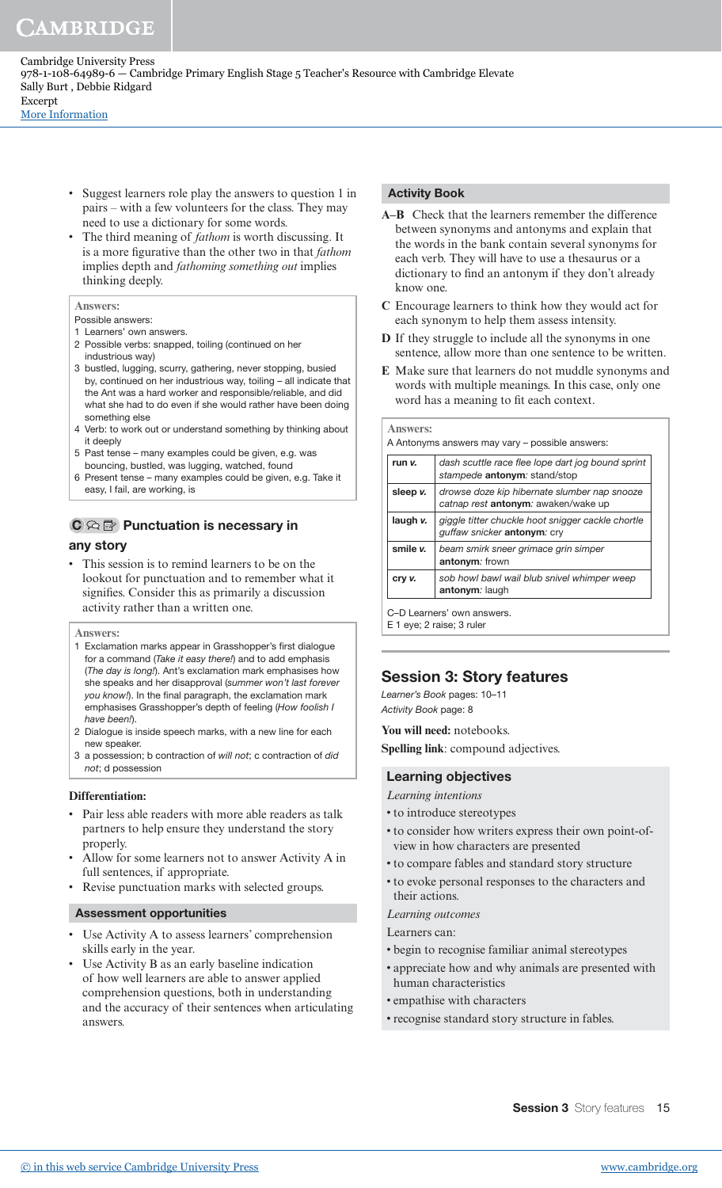- Suggest learners role play the answers to question 1 in pairs – with a few volunteers for the class. They may need to use a dictionary for some words.
- The third meaning of *fathom* is worth discussing. It is a more figurative than the other two in that *fathom* implies depth and *fathoming something out* implies thinking deeply.

**Answers:**

Possible answers:

1 Learners' own answers.

2 Possible verbs: snapped, toiling (continued on her industrious way)

3 bustled, lugging, scurry, gathering, never stopping, busied by, continued on her industrious way, toiling – all indicate that the Ant was a hard worker and responsible/reliable, and did what she had to do even if she would rather have been doing something else

4 Verb: to work out or understand something by thinking about it deeply

5 Past tense – many examples could be given, e.g. was bouncing, bustled, was lugging, watched, found

6 Present tense – many examples could be given, e.g. Take it easy, I fail, are working, is

### C Punctuation is necessary in any story

- This session is to remind learners to be on the lookout for punctuation and to remember what it signifies. Consider this as primarily a discussion activity rather than a written one.

**Answers:**

1 Exclamation marks appear in Grasshopper's first dialogue for a command (*Take it easy there!*) and to add emphasis (*The day is long!*). Ant's exclamation mark emphasises how she speaks and her disapproval (*summer won't last forever you know!*). In the final paragraph, the exclamation mark emphasises Grasshopper's depth of feeling (*How foolish I have been!*).

2 Dialogue is inside speech marks, with a new line for each new speaker.

3 a possession; b contraction of *will not*; c contraction of *did not*; d possession

**Differentiation:**

- Pair less able readers with more able readers as talk partners to help ensure they understand the story properly.
- Allow for some learners not to answer Activity A in full sentences, if appropriate.
- Revise punctuation marks with selected groups.

**Assessment opportunities**

- Use Activity A to assess learners' comprehension skills early in the year.
- Use Activity B as an early baseline indication of how well learners are able to answer applied comprehension questions, both in understanding and the accuracy of their sentences when articulating answers.

**Activity Book**

**A–B** Check that the learners remember the difference between synonyms and antonyms and explain that the words in the bank contain several synonyms for each verb. They will have to use a thesaurus or a dictionary to find an antonym if they don't already know one.

**C** Encourage learners to think how they would act for each synonym to help them assess intensity.

**D** If they struggle to include all the synonyms in one sentence, allow more than one sentence to be written.

**E** Make sure that learners do not muddle synonyms and words with multiple meanings. In this case, only one word has a meaning to fit each context.

**Answers:**

A Antonyms answers may vary – possible answers:

| | |
|---|---|
| **run** *v.* | *dash scuttle race flee lope dart jog bound sprint stampede* **antonym***: stand/stop* |
| **sleep** *v.* | *drowse doze kip hibernate slumber nap snooze catnap rest* **antonym***: awaken/wake up* |
| **laugh** *v.* | *giggle titter chuckle hoot snigger cackle chortle guffaw snicker* **antonym***: cry* |
| **smile** *v.* | *beam smirk sneer grimace grin simper* **antonym***: frown* |
| **cry** *v.* | *sob howl bawl wail blub snivel whimper weep* **antonym***: laugh* |

C–D Learners' own answers.

E 1 eye; 2 raise; 3 ruler

## Session 3: Story features

*Learner's Book* pages: 10–11

*Activity Book* page: 8

**You will need:** notebooks.

**Spelling link**: compound adjectives.

**Learning objectives**

*Learning intentions*

- to introduce stereotypes
- to consider how writers express their own point-of-view in how characters are presented
- to compare fables and standard story structure
- to evoke personal responses to the characters and their actions.

*Learning outcomes*

Learners can:

- begin to recognise familiar animal stereotypes
- appreciate how and why animals are presented with human characteristics
- empathise with characters
- recognise standard story structure in fables.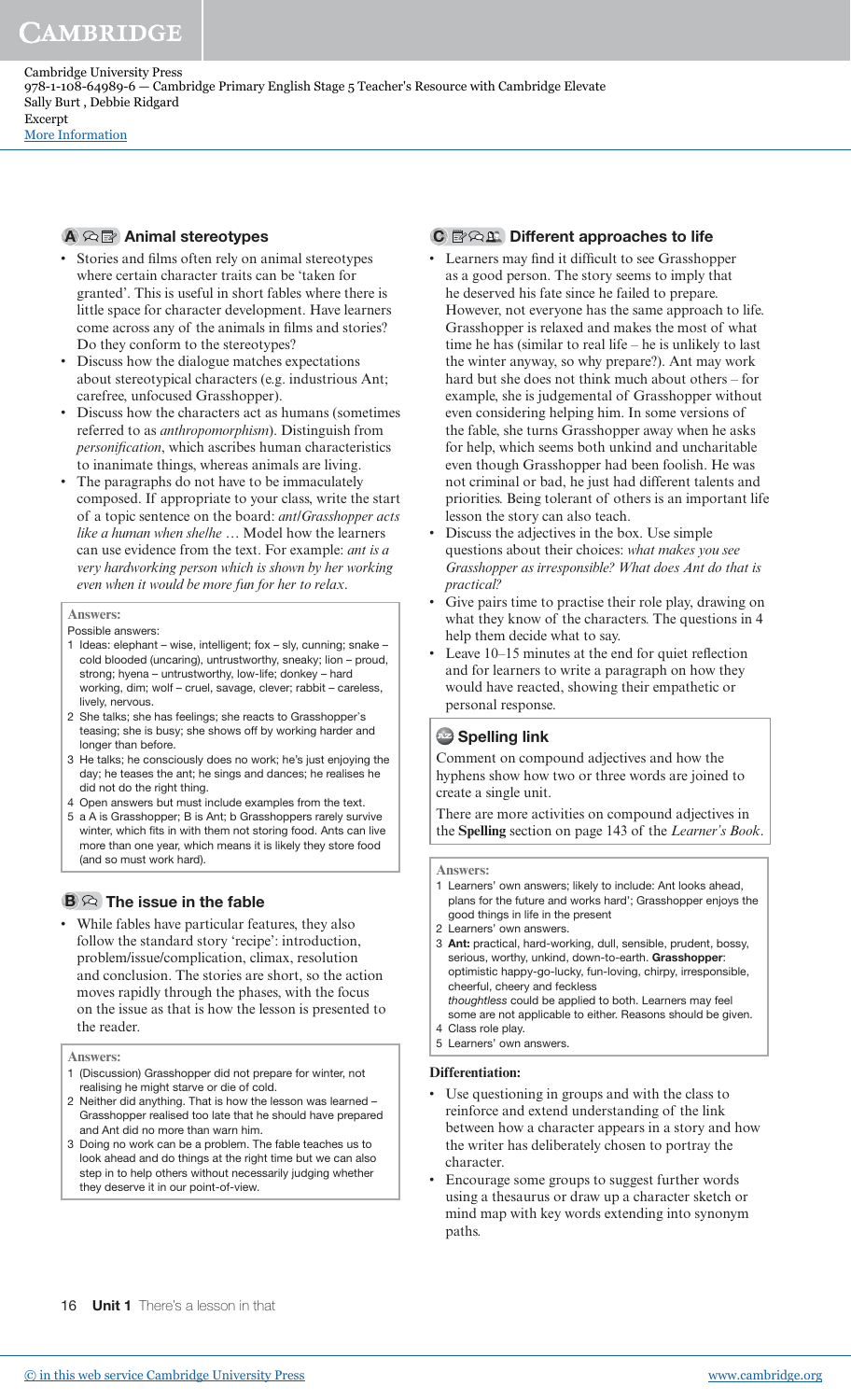## A Animal stereotypes

- Stories and films often rely on animal stereotypes where certain character traits can be 'taken for granted'. This is useful in short fables where there is little space for character development. Have learners come across any of the animals in films and stories? Do they conform to the stereotypes?
- Discuss how the dialogue matches expectations about stereotypical characters (e.g. industrious Ant; carefree, unfocused Grasshopper).
- Discuss how the characters act as humans (sometimes referred to as *anthropomorphism*). Distinguish from *personification*, which ascribes human characteristics to inanimate things, whereas animals are living.
- The paragraphs do not have to be immaculately composed. If appropriate to your class, write the start of a topic sentence on the board: *ant/Grasshopper acts like a human when she/he …* Model how the learners can use evidence from the text. For example: *ant is a very hardworking person which is shown by her working even when it would be more fun for her to relax*.

**Answers:**

Possible answers:

1. Ideas: elephant – wise, intelligent; fox – sly, cunning; snake – cold blooded (uncaring), untrustworthy, sneaky; lion – proud, strong; hyena – untrustworthy, low-life; donkey – hard working, dim; wolf – cruel, savage, clever; rabbit – careless, lively, nervous.
2. She talks; she has feelings; she reacts to Grasshopper's teasing; she is busy; she shows off by working harder and longer than before.
3. He talks; he consciously does no work; he's just enjoying the day; he teases the ant; he sings and dances; he realises he did not do the right thing.
4. Open answers but must include examples from the text.
5. a A is Grasshopper; B is Ant; b Grasshoppers rarely survive winter, which fits in with them not storing food. Ants can live more than one year, which means it is likely they store food (and so must work hard).

## B The issue in the fable

- While fables have particular features, they also follow the standard story 'recipe': introduction, problem/issue/complication, climax, resolution and conclusion. The stories are short, so the action moves rapidly through the phases, with the focus on the issue as that is how the lesson is presented to the reader.

**Answers:**

1. (Discussion) Grasshopper did not prepare for winter, not realising he might starve or die of cold.
2. Neither did anything. That is how the lesson was learned – Grasshopper realised too late that he should have prepared and Ant did no more than warn him.
3. Doing no work can be a problem. The fable teaches us to look ahead and do things at the right time but we can also step in to help others without necessarily judging whether they deserve it in our point-of-view.

## C Different approaches to life

- Learners may find it difficult to see Grasshopper as a good person. The story seems to imply that he deserved his fate since he failed to prepare. However, not everyone has the same approach to life. Grasshopper is relaxed and makes the most of what time he has (similar to real life – he is unlikely to last the winter anyway, so why prepare?). Ant may work hard but she does not think much about others – for example, she is judgemental of Grasshopper without even considering helping him. In some versions of the fable, she turns Grasshopper away when he asks for help, which seems both unkind and uncharitable even though Grasshopper had been foolish. He was not criminal or bad, he just had different talents and priorities. Being tolerant of others is an important life lesson the story can also teach.
- Discuss the adjectives in the box. Use simple questions about their choices: *what makes you see Grasshopper as irresponsible? What does Ant do that is practical?*
- Give pairs time to practise their role play, drawing on what they know of the characters. The questions in 4 help them decide what to say.
- Leave 10–15 minutes at the end for quiet reflection and for learners to write a paragraph on how they would have reacted, showing their empathetic or personal response.

### Spelling link

Comment on compound adjectives and how the hyphens show how two or three words are joined to create a single unit.

There are more activities on compound adjectives in the **Spelling** section on page 143 of the *Learner's Book*.

**Answers:**

1. Learners' own answers; likely to include: Ant looks ahead, plans for the future and works hard'; Grasshopper enjoys the good things in life in the present
2. Learners' own answers.
3. **Ant:** practical, hard-working, dull, sensible, prudent, bossy, serious, worthy, unkind, down-to-earth. **Grasshopper**: optimistic happy-go-lucky, fun-loving, chirpy, irresponsible, cheerful, cheery and feckless
   *thoughtless* could be applied to both. Learners may feel some are not applicable to either. Reasons should be given.
4. Class role play.
5. Learners' own answers.

**Differentiation:**

- Use questioning in groups and with the class to reinforce and extend understanding of the link between how a character appears in a story and how the writer has deliberately chosen to portray the character.
- Encourage some groups to suggest further words using a thesaurus or draw up a character sketch or mind map with key words extending into synonym paths.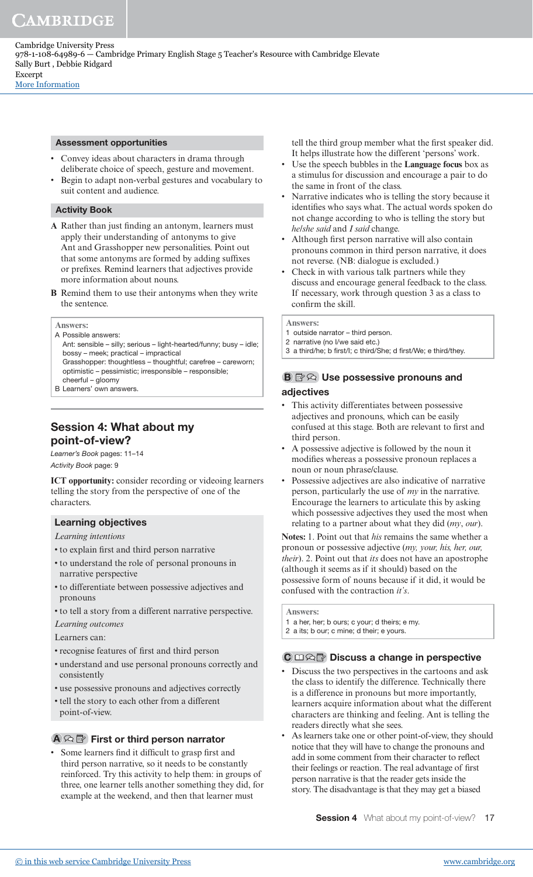### Assessment opportunities

- Convey ideas about characters in drama through deliberate choice of speech, gesture and movement.
- Begin to adapt non-verbal gestures and vocabulary to suit content and audience.

### Activity Book

**A** Rather than just finding an antonym, learners must apply their understanding of antonyms to give Ant and Grasshopper new personalities. Point out that some antonyms are formed by adding suffixes or prefixes. Remind learners that adjectives provide more information about nouns.

**B** Remind them to use their antonyms when they write the sentence.

> **Answers:**
> A Possible answers:
> Ant: sensible – silly; serious – light-hearted/funny; busy – idle; bossy – meek; practical – impractical
> Grasshopper: thoughtless – thoughtful; carefree – careworn; optimistic – pessimistic; irresponsible – responsible; cheerful – gloomy
> B Learners' own answers.

## Session 4: What about my point-of-view?

*Learner's Book* pages: 11–14
*Activity Book* page: 9

**ICT opportunity:** consider recording or videoing learners telling the story from the perspective of one of the characters.

### Learning objectives

*Learning intentions*

- to explain first and third person narrative
- to understand the role of personal pronouns in narrative perspective
- to differentiate between possessive adjectives and pronouns
- to tell a story from a different narrative perspective.

*Learning outcomes*

Learners can:

- recognise features of first and third person
- understand and use personal pronouns correctly and consistently
- use possessive pronouns and adjectives correctly
- tell the story to each other from a different point-of-view.

### A First or third person narrator

- Some learners find it difficult to grasp first and third person narrative, so it needs to be constantly reinforced. Try this activity to help them: in groups of three, one learner tells another something they did, for example at the weekend, and then that learner must tell the third group member what the first speaker did. It helps illustrate how the different 'persons' work.
- Use the speech bubbles in the **Language focus** box as a stimulus for discussion and encourage a pair to do the same in front of the class.
- Narrative indicates who is telling the story because it identifies who says what. The actual words spoken do not change according to who is telling the story but *he/she said* and *I said* change.
- Although first person narrative will also contain pronouns common in third person narrative, it does not reverse. (NB: dialogue is excluded.)
- Check in with various talk partners while they discuss and encourage general feedback to the class. If necessary, work through question 3 as a class to confirm the skill.

> **Answers:**
> 1 outside narrator – third person.
> 2 narrative (no I/we said etc.)
> 3 a third/he; b first/I; c third/She; d first/We; e third/they.

### B Use possessive pronouns and adjectives

- This activity differentiates between possessive adjectives and pronouns, which can be easily confused at this stage. Both are relevant to first and third person.
- A possessive adjective is followed by the noun it modifies whereas a possessive pronoun replaces a noun or noun phrase/clause.
- Possessive adjectives are also indicative of narrative person, particularly the use of *my* in the narrative. Encourage the learners to articulate this by asking which possessive adjectives they used the most when relating to a partner about what they did (*my*, *our*).

**Notes:** 1. Point out that *his* remains the same whether a pronoun or possessive adjective (*my, your, his, her, our, their*). 2. Point out that *its* does not have an apostrophe (although it seems as if it should) based on the possessive form of nouns because if it did, it would be confused with the contraction *it's*.

> **Answers:**
> 1 a her, her; b ours; c your; d theirs; e my.
> 2 a its; b our; c mine; d their; e yours.

### C Discuss a change in perspective

- Discuss the two perspectives in the cartoons and ask the class to identify the difference. Technically there is a difference in pronouns but more importantly, learners acquire information about what the different characters are thinking and feeling. Ant is telling the readers directly what she sees.
- As learners take one or other point-of-view, they should notice that they will have to change the pronouns and add in some comment from their character to reflect their feelings or reaction. The real advantage of first person narrative is that the reader gets inside the story. The disadvantage is that they may get a biased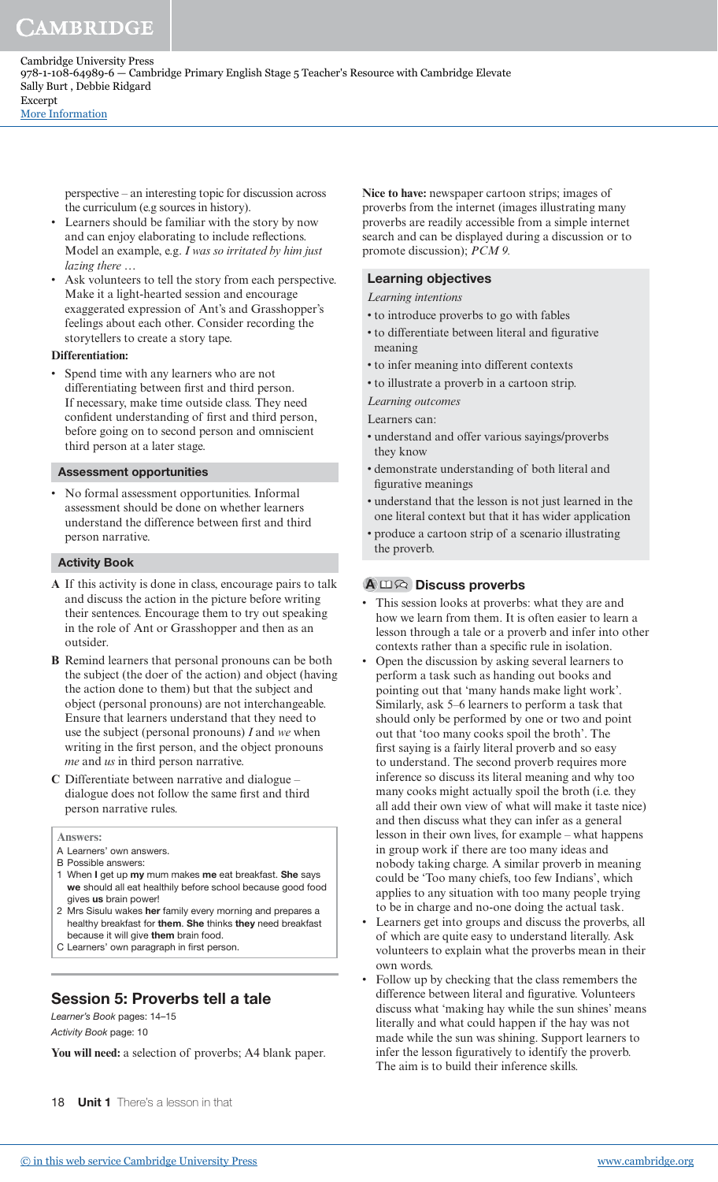perspective – an interesting topic for discussion across the curriculum (e.g sources in history).

- Learners should be familiar with the story by now and can enjoy elaborating to include reflections. Model an example, e.g. *I was so irritated by him just lazing there …*
- Ask volunteers to tell the story from each perspective. Make it a light-hearted session and encourage exaggerated expression of Ant's and Grasshopper's feelings about each other. Consider recording the storytellers to create a story tape.

**Differentiation:**

- Spend time with any learners who are not differentiating between first and third person. If necessary, make time outside class. They need confident understanding of first and third person, before going on to second person and omniscient third person at a later stage.

### Assessment opportunities

- No formal assessment opportunities. Informal assessment should be done on whether learners understand the difference between first and third person narrative.

### Activity Book

**A** If this activity is done in class, encourage pairs to talk and discuss the action in the picture before writing their sentences. Encourage them to try out speaking in the role of Ant or Grasshopper and then as an outsider.

**B** Remind learners that personal pronouns can be both the subject (the doer of the action) and object (having the action done to them) but that the subject and object (personal pronouns) are not interchangeable. Ensure that learners understand that they need to use the subject (personal pronouns) *I* and *we* when writing in the first person, and the object pronouns *me* and *us* in third person narrative.

**C** Differentiate between narrative and dialogue – dialogue does not follow the same first and third person narrative rules.

**Answers:**

A Learners' own answers.

B Possible answers:

1 When **I** get up **my** mum makes **me** eat breakfast. **She** says **we** should all eat healthily before school because good food gives **us** brain power!

2 Mrs Sisulu wakes **her** family every morning and prepares a healthy breakfast for **them**. **She** thinks **they** need breakfast because it will give **them** brain food.

C Learners' own paragraph in first person.

## Session 5: Proverbs tell a tale

*Learner's Book* pages: 14–15

*Activity Book* page: 10

**You will need:** a selection of proverbs; A4 blank paper.

**Nice to have:** newspaper cartoon strips; images of proverbs from the internet (images illustrating many proverbs are readily accessible from a simple internet search and can be displayed during a discussion or to promote discussion); *PCM 9.*

### Learning objectives

*Learning intentions*

- to introduce proverbs to go with fables
- to differentiate between literal and figurative meaning
- to infer meaning into different contexts
- to illustrate a proverb in a cartoon strip.

*Learning outcomes*

Learners can:

- understand and offer various sayings/proverbs they know
- demonstrate understanding of both literal and figurative meanings
- understand that the lesson is not just learned in the one literal context but that it has wider application
- produce a cartoon strip of a scenario illustrating the proverb.

### A Discuss proverbs

- This session looks at proverbs: what they are and how we learn from them. It is often easier to learn a lesson through a tale or a proverb and infer into other contexts rather than a specific rule in isolation.
- Open the discussion by asking several learners to perform a task such as handing out books and pointing out that 'many hands make light work'. Similarly, ask 5–6 learners to perform a task that should only be performed by one or two and point out that 'too many cooks spoil the broth'. The first saying is a fairly literal proverb and so easy to understand. The second proverb requires more inference so discuss its literal meaning and why too many cooks might actually spoil the broth (i.e. they all add their own view of what will make it taste nice) and then discuss what they can infer as a general lesson in their own lives, for example – what happens in group work if there are too many ideas and nobody taking charge. A similar proverb in meaning could be 'Too many chiefs, too few Indians', which applies to any situation with too many people trying to be in charge and no-one doing the actual task.
- Learners get into groups and discuss the proverbs, all of which are quite easy to understand literally. Ask volunteers to explain what the proverbs mean in their own words.
- Follow up by checking that the class remembers the difference between literal and figurative. Volunteers discuss what 'making hay while the sun shines' means literally and what could happen if the hay was not made while the sun was shining. Support learners to infer the lesson figuratively to identify the proverb. The aim is to build their inference skills.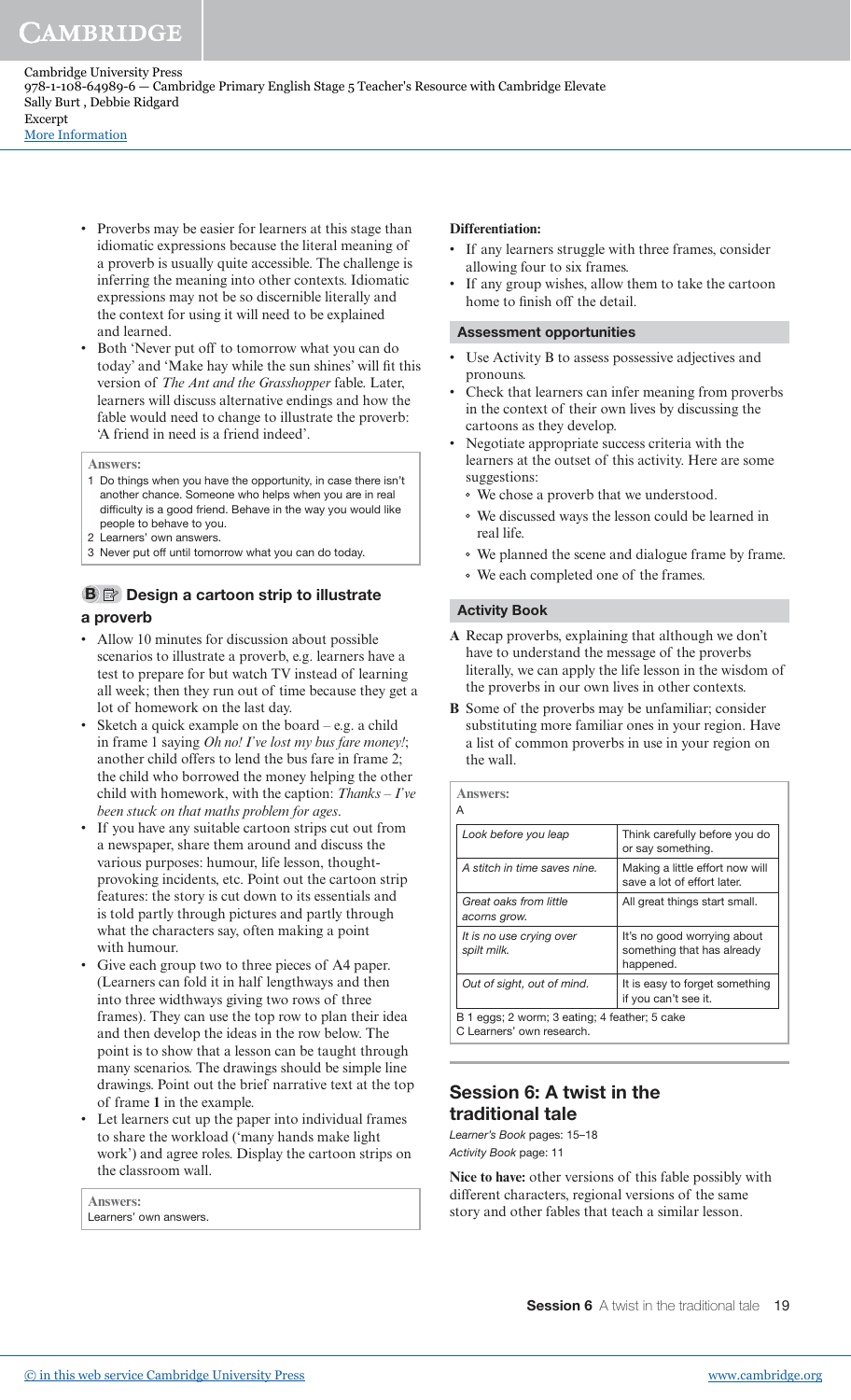- Proverbs may be easier for learners at this stage than idiomatic expressions because the literal meaning of a proverb is usually quite accessible. The challenge is inferring the meaning into other contexts. Idiomatic expressions may not be so discernible literally and the context for using it will need to be explained and learned.
- Both 'Never put off to tomorrow what you can do today' and 'Make hay while the sun shines' will fit this version of *The Ant and the Grasshopper* fable. Later, learners will discuss alternative endings and how the fable would need to change to illustrate the proverb: 'A friend in need is a friend indeed'.

> **Answers:**
> 1 Do things when you have the opportunity, in case there isn't another chance. Someone who helps when you are in real difficulty is a good friend. Behave in the way you would like people to behave to you.
> 2 Learners' own answers.
> 3 Never put off until tomorrow what you can do today.

### B Design a cartoon strip to illustrate a proverb

- Allow 10 minutes for discussion about possible scenarios to illustrate a proverb, e.g. learners have a test to prepare for but watch TV instead of learning all week; then they run out of time because they get a lot of homework on the last day.
- Sketch a quick example on the board – e.g. a child in frame 1 saying *Oh no! I've lost my bus fare money!*; another child offers to lend the bus fare in frame 2; the child who borrowed the money helping the other child with homework, with the caption: *Thanks – I've been stuck on that maths problem for ages*.
- If you have any suitable cartoon strips cut out from a newspaper, share them around and discuss the various purposes: humour, life lesson, thought-provoking incidents, etc. Point out the cartoon strip features: the story is cut down to its essentials and is told partly through pictures and partly through what the characters say, often making a point with humour.
- Give each group two to three pieces of A4 paper. (Learners can fold it in half lengthways and then into three widthways giving two rows of three frames). They can use the top row to plan their idea and then develop the ideas in the row below. The point is to show that a lesson can be taught through many scenarios. The drawings should be simple line drawings. Point out the brief narrative text at the top of frame **1** in the example.
- Let learners cut up the paper into individual frames to share the workload ('many hands make light work') and agree roles. Display the cartoon strips on the classroom wall.

> **Answers:**
> Learners' own answers.

**Differentiation:**

- If any learners struggle with three frames, consider allowing four to six frames.
- If any group wishes, allow them to take the cartoon home to finish off the detail.

#### Assessment opportunities

- Use Activity B to assess possessive adjectives and pronouns.
- Check that learners can infer meaning from proverbs in the context of their own lives by discussing the cartoons as they develop.
- Negotiate appropriate success criteria with the learners at the outset of this activity. Here are some suggestions:
  - We chose a proverb that we understood.
  - We discussed ways the lesson could be learned in real life.
  - We planned the scene and dialogue frame by frame.
  - We each completed one of the frames.

#### Activity Book

**A** Recap proverbs, explaining that although we don't have to understand the message of the proverbs literally, we can apply the life lesson in the wisdom of the proverbs in our own lives in other contexts.

**B** Some of the proverbs may be unfamiliar; consider substituting more familiar ones in your region. Have a list of common proverbs in use in your region on the wall.

**Answers:**

A

| Proverb | Meaning |
|---|---|
| *Look before you leap* | Think carefully before you do or say something. |
| *A stitch in time saves nine.* | Making a little effort now will save a lot of effort later. |
| *Great oaks from little acorns grow.* | All great things start small. |
| *It is no use crying over spilt milk.* | It's no good worrying about something that has already happened. |
| *Out of sight, out of mind.* | It is easy to forget something if you can't see it. |

B 1 eggs; 2 worm; 3 eating; 4 feather; 5 cake

C Learners' own research.

## Session 6: A twist in the traditional tale

*Learner's Book* pages: 15–18

*Activity Book* page: 11

**Nice to have:** other versions of this fable possibly with different characters, regional versions of the same story and other fables that teach a similar lesson.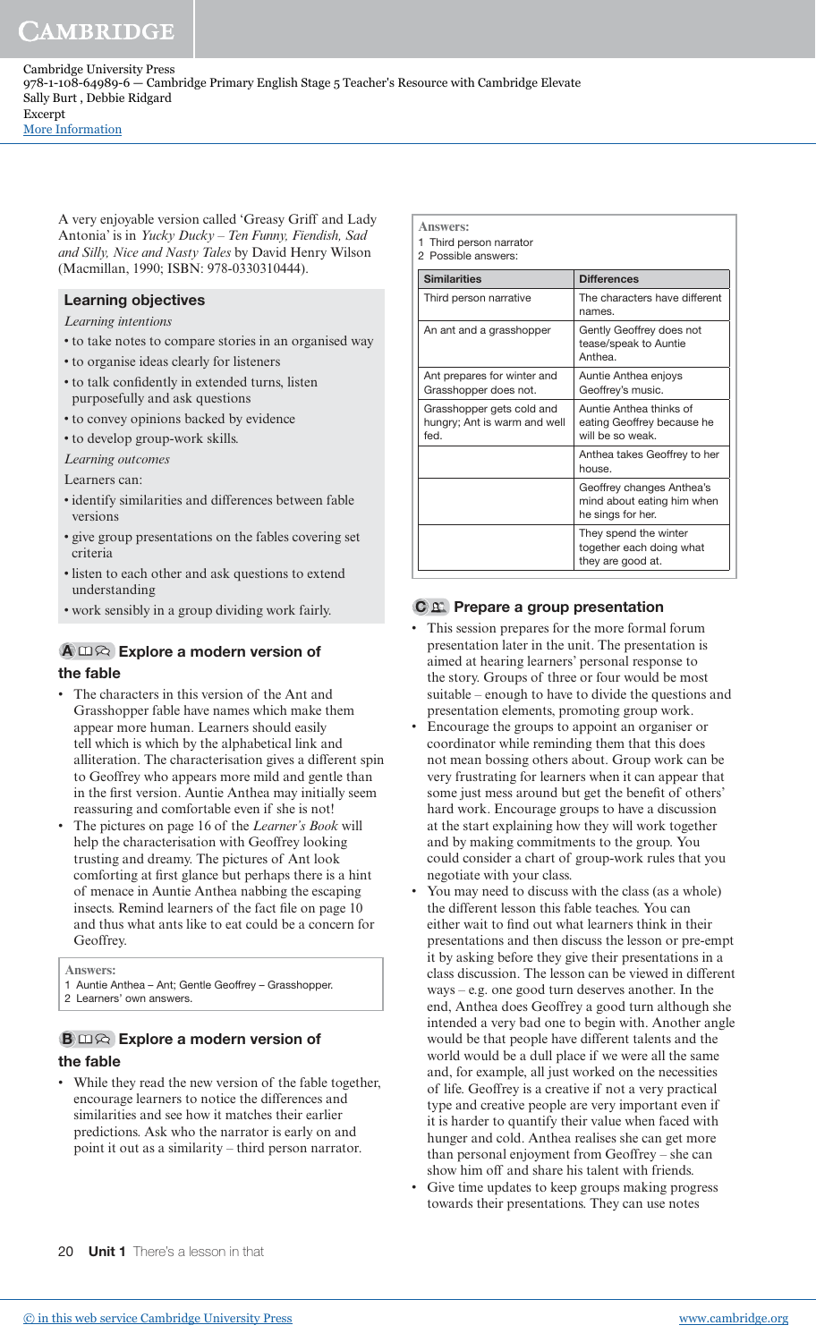A very enjoyable version called 'Greasy Griff and Lady Antonia' is in *Yucky Ducky – Ten Funny, Fiendish, Sad and Silly, Nice and Nasty Tales* by David Henry Wilson (Macmillan, 1990; ISBN: 978-0330310444).

## Learning objectives

*Learning intentions*

- to take notes to compare stories in an organised way
- to organise ideas clearly for listeners
- to talk confidently in extended turns, listen purposefully and ask questions
- to convey opinions backed by evidence
- to develop group-work skills.

*Learning outcomes*

Learners can:

- identify similarities and differences between fable versions
- give group presentations on the fables covering set criteria
- listen to each other and ask questions to extend understanding
- work sensibly in a group dividing work fairly.

## A Explore a modern version of the fable

- The characters in this version of the Ant and Grasshopper fable have names which make them appear more human. Learners should easily tell which is which by the alphabetical link and alliteration. The characterisation gives a different spin to Geoffrey who appears more mild and gentle than in the first version. Auntie Anthea may initially seem reassuring and comfortable even if she is not!
- The pictures on page 16 of the *Learner's Book* will help the characterisation with Geoffrey looking trusting and dreamy. The pictures of Ant look comforting at first glance but perhaps there is a hint of menace in Auntie Anthea nabbing the escaping insects. Remind learners of the fact file on page 10 and thus what ants like to eat could be a concern for Geoffrey.

**Answers:**

1 Auntie Anthea – Ant; Gentle Geoffrey – Grasshopper.
2 Learners' own answers.

## B Explore a modern version of the fable

- While they read the new version of the fable together, encourage learners to notice the differences and similarities and see how it matches their earlier predictions. Ask who the narrator is early on and point it out as a similarity – third person narrator.

**Answers:**

1 Third person narrator
2 Possible answers:

| Similarities | Differences |
|---|---|
| Third person narrative | The characters have different names. |
| An ant and a grasshopper | Gently Geoffrey does not tease/speak to Auntie Anthea. |
| Ant prepares for winter and Grasshopper does not. | Auntie Anthea enjoys Geoffrey's music. |
| Grasshopper gets cold and hungry; Ant is warm and well fed. | Auntie Anthea thinks of eating Geoffrey because he will be so weak. |
| | Anthea takes Geoffrey to her house. |
| | Geoffrey changes Anthea's mind about eating him when he sings for her. |
| | They spend the winter together each doing what they are good at. |

## C Prepare a group presentation

- This session prepares for the more formal forum presentation later in the unit. The presentation is aimed at hearing learners' personal response to the story. Groups of three or four would be most suitable – enough to have to divide the questions and presentation elements, promoting group work.
- Encourage the groups to appoint an organiser or coordinator while reminding them that this does not mean bossing others about. Group work can be very frustrating for learners when it can appear that some just mess around but get the benefit of others' hard work. Encourage groups to have a discussion at the start explaining how they will work together and by making commitments to the group. You could consider a chart of group-work rules that you negotiate with your class.
- You may need to discuss with the class (as a whole) the different lesson this fable teaches. You can either wait to find out what learners think in their presentations and then discuss the lesson or pre-empt it by asking before they give their presentations in a class discussion. The lesson can be viewed in different ways – e.g. one good turn deserves another. In the end, Anthea does Geoffrey a good turn although she intended a very bad one to begin with. Another angle would be that people have different talents and the world would be a dull place if we were all the same and, for example, all just worked on the necessities of life. Geoffrey is a creative if not a very practical type and creative people are very important even if it is harder to quantify their value when faced with hunger and cold. Anthea realises she can get more than personal enjoyment from Geoffrey – she can show him off and share his talent with friends.
- Give time updates to keep groups making progress towards their presentations. They can use notes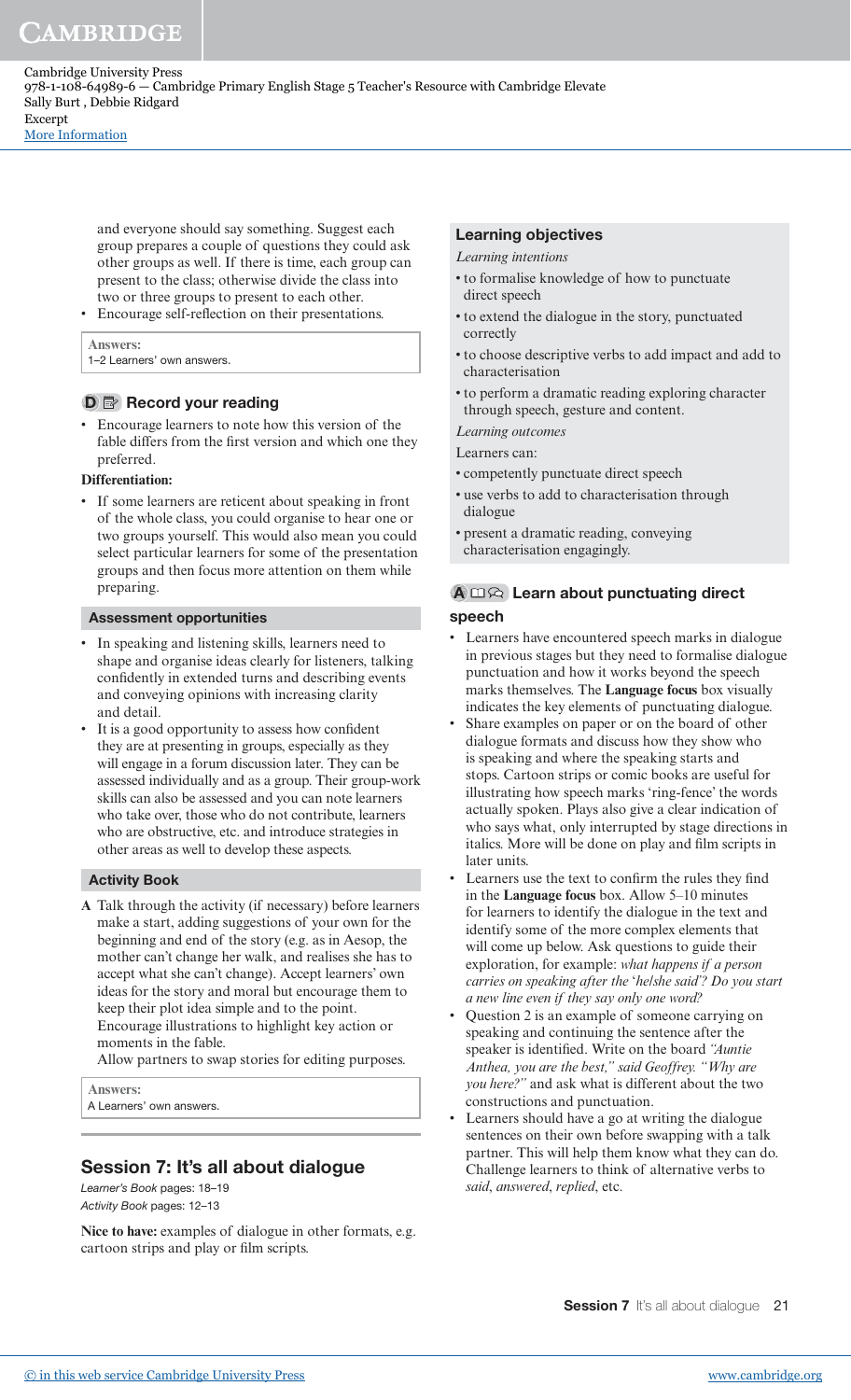and everyone should say something. Suggest each group prepares a couple of questions they could ask other groups as well. If there is time, each group can present to the class; otherwise divide the class into two or three groups to present to each other.

- Encourage self-reflection on their presentations.

> **Answers:**
> 1–2 Learners' own answers.

### D Record your reading

- Encourage learners to note how this version of the fable differs from the first version and which one they preferred.

**Differentiation:**

- If some learners are reticent about speaking in front of the whole class, you could organise to hear one or two groups yourself. This would also mean you could select particular learners for some of the presentation groups and then focus more attention on them while preparing.

#### Assessment opportunities

- In speaking and listening skills, learners need to shape and organise ideas clearly for listeners, talking confidently in extended turns and describing events and conveying opinions with increasing clarity and detail.
- It is a good opportunity to assess how confident they are at presenting in groups, especially as they will engage in a forum discussion later. They can be assessed individually and as a group. Their group-work skills can also be assessed and you can note learners who take over, those who do not contribute, learners who are obstructive, etc. and introduce strategies in other areas as well to develop these aspects.

#### Activity Book

**A** Talk through the activity (if necessary) before learners make a start, adding suggestions of your own for the beginning and end of the story (e.g. as in Aesop, the mother can't change her walk, and realises she has to accept what she can't change). Accept learners' own ideas for the story and moral but encourage them to keep their plot idea simple and to the point. Encourage illustrations to highlight key action or moments in the fable.
Allow partners to swap stories for editing purposes.

> **Answers:**
> A Learners' own answers.

## Session 7: It's all about dialogue

*Learner's Book* pages: 18–19
*Activity Book* pages: 12–13

**Nice to have:** examples of dialogue in other formats, e.g. cartoon strips and play or film scripts.

#### Learning objectives

*Learning intentions*

- to formalise knowledge of how to punctuate direct speech
- to extend the dialogue in the story, punctuated correctly
- to choose descriptive verbs to add impact and add to characterisation
- to perform a dramatic reading exploring character through speech, gesture and content.

*Learning outcomes*

Learners can:

- competently punctuate direct speech
- use verbs to add to characterisation through dialogue
- present a dramatic reading, conveying characterisation engagingly.

### A Learn about punctuating direct speech

- Learners have encountered speech marks in dialogue in previous stages but they need to formalise dialogue punctuation and how it works beyond the speech marks themselves. The **Language focus** box visually indicates the key elements of punctuating dialogue.
- Share examples on paper or on the board of other dialogue formats and discuss how they show who is speaking and where the speaking starts and stops. Cartoon strips or comic books are useful for illustrating how speech marks 'ring-fence' the words actually spoken. Plays also give a clear indication of who says what, only interrupted by stage directions in italics. More will be done on play and film scripts in later units.
- Learners use the text to confirm the rules they find in the **Language focus** box. Allow 5–10 minutes for learners to identify the dialogue in the text and identify some of the more complex elements that will come up below. Ask questions to guide their exploration, for example: *what happens if a person carries on speaking after the 'he/she said'? Do you start a new line even if they say only one word?*
- Question 2 is an example of someone carrying on speaking and continuing the sentence after the speaker is identified. Write on the board *"Auntie Anthea, you are the best," said Geoffrey. "Why are you here?"* and ask what is different about the two constructions and punctuation.
- Learners should have a go at writing the dialogue sentences on their own before swapping with a talk partner. This will help them know what they can do. Challenge learners to think of alternative verbs to *said*, *answered*, *replied*, etc.